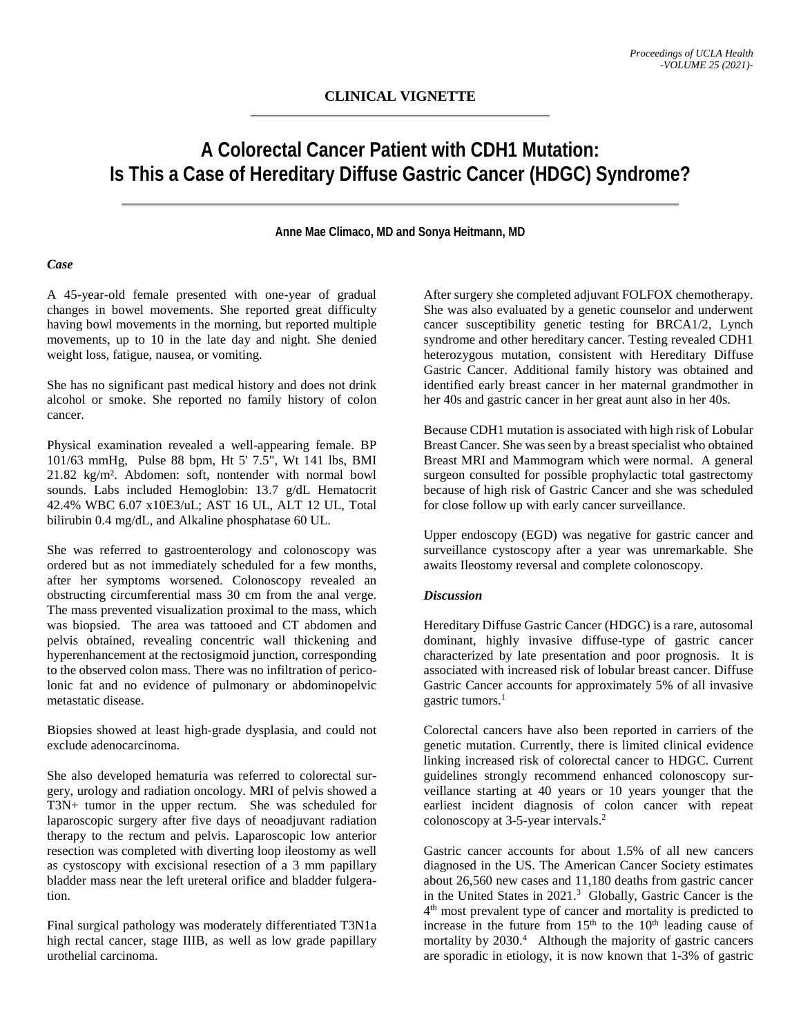**CLINICAL VIGNETTE**

# A Colorectal Cancer Patient with CDH1 Mutation: Is This a Case of Hereditary Diffuse Gastric Cancer (HDGC) Syndrome?

**Anne Mae Climaco, MD and Sonya Heitmann, MD**

### *Case*

A 45-year-old female presented with one-year of gradual changes in bowel movements. She reported great difficulty having bowl movements in the morning, but reported multiple movements, up to 10 in the late day and night. She denied weight loss, fatigue, nausea, or vomiting.

She has no significant past medical history and does not drink alcohol or smoke. She reported no family history of colon cancer.

Physical examination revealed a well-appearing female. BP 101/63 mmHg, Pulse 88 bpm, Ht 5' 7.5", Wt 141 lbs, BMI 21.82 kg/m². Abdomen: soft, nontender with normal bowel sounds. Labs included Hemoglobin: 13.7 g/dL Hematocrit 42.4% WBC 6.07 x10E3/uL; AST 16 UL, ALT 12 UL, Total bilirubin 0.4 mg/dL, and Alkaline phosphatase 60 UL.

She was referred to gastroenterology and colonoscopy was ordered but as not immediately scheduled for a few months, after her symptoms worsened. Colonoscopy revealed an obstructing circumferential mass 30 cm from the anal verge. The mass prevented visualization proximal to the mass, which was biopsied. The area was tattooed and CT abdomen and pelvis obtained, revealing concentric wall thickening and hyperenhancement at the rectosigmoid junction, corresponding to the observed colon mass. There was no infiltration of pericolonic fat and no evidence of pulmonary or abdominopelvic metastatic disease.

Biopsies showed at least high-grade dysplasia, and could not exclude adenocarcinoma.

She also developed hematuria was referred to colorectal surgery, urology and radiation oncology. MRI of pelvis showed a T3N+ tumor in the upper rectum. She was scheduled for laparoscopic surgery after five days of neoadjuvant radiation therapy to the rectum and pelvis. Laparoscopic low anterior resection was completed with diverting loop ileostomy as well as cystoscopy with excisional resection of a 3 mm papillary bladder mass near the left ureteral orifice and bladder fulgeration.

Final surgical pathology was moderately differentiated T3N1a high rectal cancer, stage IIIB, as well as low grade papillary urothelial carcinoma.

After surgery she completed adjuvant FOLFOX chemotherapy. She was also evaluated by a genetic counselor and underwent cancer susceptibility genetic testing for BRCA1/2, Lynch syndrome and other hereditary cancer. Testing revealed CDH1 heterozygous mutation, consistent with Hereditary Diffuse Gastric Cancer. Additional family history was obtained and identified early breast cancer in her maternal grandmother in her 40s and gastric cancer in her great aunt also in her 40s.

Because CDH1 mutation is associated with high risk of Lobular Breast Cancer. She was seen by a breast specialist who obtained Breast MRI and Mammogram which were normal. A general surgeon consulted for possible prophylactic total gastrectomy because of high risk of Gastric Cancer and she was scheduled for close follow up with early cancer surveillance.

Upper endoscopy (EGD) was negative for gastric cancer and surveillance cystoscopy after a year was unremarkable. She awaits Ileostomy reversal and complete colonoscopy.

### *Discussion*

Hereditary Diffuse Gastric Cancer (HDGC) is a rare, autosomal dominant, highly invasive diffuse-type of gastric cancer characterized by late presentation and poor prognosis. It is associated with increased risk of lobular breast cancer. Diffuse Gastric Cancer accounts for approximately 5% of all invasive gastric tumors.[1]

Colorectal cancers have also been reported in carriers of the genetic mutation. Currently, there is limited clinical evidence linking increased risk of colorectal cancer to HDGC. Current guidelines strongly recommend enhanced colonoscopy surveillance starting at 40 years or 10 years younger that the earliest incident diagnosis of colon cancer with repeat colonoscopy at 3-5-year intervals.[2]

Gastric cancer accounts for about 1.5% of all new cancers diagnosed in the US. The American Cancer Society estimates about 26,560 new cases and 11,180 deaths from gastric cancer in the United States in 2021.[3] Globally, Gastric Cancer is the 4th most prevalent type of cancer and mortality is predicted to increase in the future from 15th to the 10th leading cause of mortality by 2030.[4] Although the majority of gastric cancers are sporadic in etiology, it is now known that 1-3% of gastric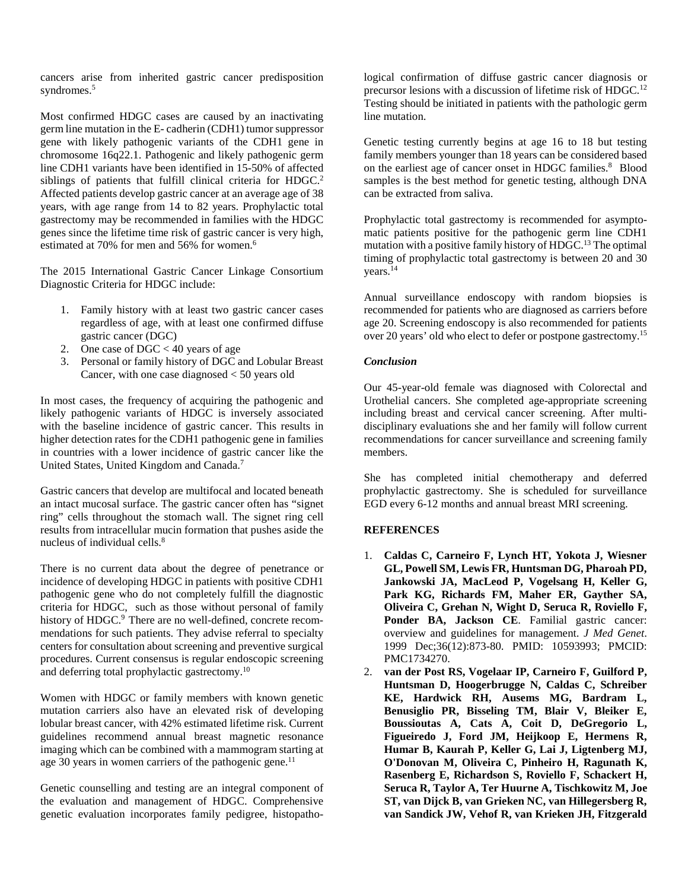cancers arise from inherited gastric cancer predisposition syndromes.[5]

Most confirmed HDGC cases are caused by an inactivating germ line mutation in the E- cadherin (CDH1) tumor suppressor gene with likely pathogenic variants of the CDH1 gene in chromosome 16q22.1. Pathogenic and likely pathogenic germ line CDH1 variants have been identified in 15-50% of affected siblings of patients that fulfill clinical criteria for HDGC.[2] Affected patients develop gastric cancer at an average age of 38 years, with age range from 14 to 82 years. Prophylactic total gastrectomy may be recommended in families with the HDGC genes since the lifetime time risk of gastric cancer is very high, estimated at 70% for men and 56% for women.[6]

The 2015 International Gastric Cancer Linkage Consortium Diagnostic Criteria for HDGC include:

1. Family history with at least two gastric cancer cases regardless of age, with at least one confirmed diffuse gastric cancer (DGC)
2. One case of DGC < 40 years of age
3. Personal or family history of DGC and Lobular Breast Cancer, with one case diagnosed < 50 years old

In most cases, the frequency of acquiring the pathogenic and likely pathogenic variants of HDGC is inversely associated with the baseline incidence of gastric cancer. This results in higher detection rates for the CDH1 pathogenic gene in families in countries with a lower incidence of gastric cancer like the United States, United Kingdom and Canada.[7]

Gastric cancers that develop are multifocal and located beneath an intact mucosal surface. The gastric cancer often has "signet ring" cells throughout the stomach wall. The signet ring cell results from intracellular mucin formation that pushes aside the nucleus of individual cells.[8]

There is no current data about the degree of penetrance or incidence of developing HDGC in patients with positive CDH1 pathogenic gene who do not completely fulfill the diagnostic criteria for HDGC, such as those without personal of family history of HDGC.[9] There are no well-defined, concrete recommendations for such patients. They advise referral to specialty centers for consultation about screening and preventive surgical procedures. Current consensus is regular endoscopic screening and deferring total prophylactic gastrectomy.[10]

Women with HDGC or family members with known genetic mutation carriers also have an elevated risk of developing lobular breast cancer, with 42% estimated lifetime risk. Current guidelines recommend annual breast magnetic resonance imaging which can be combined with a mammogram starting at age 30 years in women carriers of the pathogenic gene.[11]

Genetic counselling and testing are an integral component of the evaluation and management of HDGC. Comprehensive genetic evaluation incorporates family pedigree, histopathological confirmation of diffuse gastric cancer diagnosis or precursor lesions with a discussion of lifetime risk of HDGC.[12] Testing should be initiated in patients with the pathologic germ line mutation.

Genetic testing currently begins at age 16 to 18 but testing family members younger than 18 years can be considered based on the earliest age of cancer onset in HDGC families.[8] Blood samples is the best method for genetic testing, although DNA can be extracted from saliva.

Prophylactic total gastrectomy is recommended for asymptomatic patients positive for the pathogenic germ line CDH1 mutation with a positive family history of HDGC.[13] The optimal timing of prophylactic total gastrectomy is between 20 and 30 years.[14]

Annual surveillance endoscopy with random biopsies is recommended for patients who are diagnosed as carriers before age 20. Screening endoscopy is also recommended for patients over 20 years' old who elect to defer or postpone gastrectomy.[15]

***Conclusion***

Our 45-year-old female was diagnosed with Colorectal and Urothelial cancers. She completed age-appropriate screening including breast and cervical cancer screening. After multidisciplinary evaluations she and her family will follow current recommendations for cancer surveillance and screening family members.

She has completed initial chemotherapy and deferred prophylactic gastrectomy. She is scheduled for surveillance EGD every 6-12 months and annual breast MRI screening.

**REFERENCES**

1. **Caldas C, Carneiro F, Lynch HT, Yokota J, Wiesner GL, Powell SM, Lewis FR, Huntsman DG, Pharoah PD, Jankowski JA, MacLeod P, Vogelsang H, Keller G, Park KG, Richards FM, Maher ER, Gayther SA, Oliveira C, Grehan N, Wight D, Seruca R, Roviello F, Ponder BA, Jackson CE**. Familial gastric cancer: overview and guidelines for management. *J Med Genet*. 1999 Dec;36(12):873-80. PMID: 10593993; PMCID: PMC1734270.
2. **van der Post RS, Vogelaar IP, Carneiro F, Guilford P, Huntsman D, Hoogerbrugge N, Caldas C, Schreiber KE, Hardwick RH, Ausems MG, Bardram L, Benusiglio PR, Bisseling TM, Blair V, Bleiker E, Boussioutas A, Cats A, Coit D, DeGregorio L, Figueiredo J, Ford JM, Heijkoop E, Hermens R, Humar B, Kaurah P, Keller G, Lai J, Ligtenberg MJ, O'Donovan M, Oliveira C, Pinheiro H, Ragunath K, Rasenberg E, Richardson S, Roviello F, Schackert H, Seruca R, Taylor A, Ter Huurne A, Tischkowitz M, Joe ST, van Dijck B, van Grieken NC, van Hillegersberg R, van Sandick JW, Vehof R, van Krieken JH, Fitzgerald**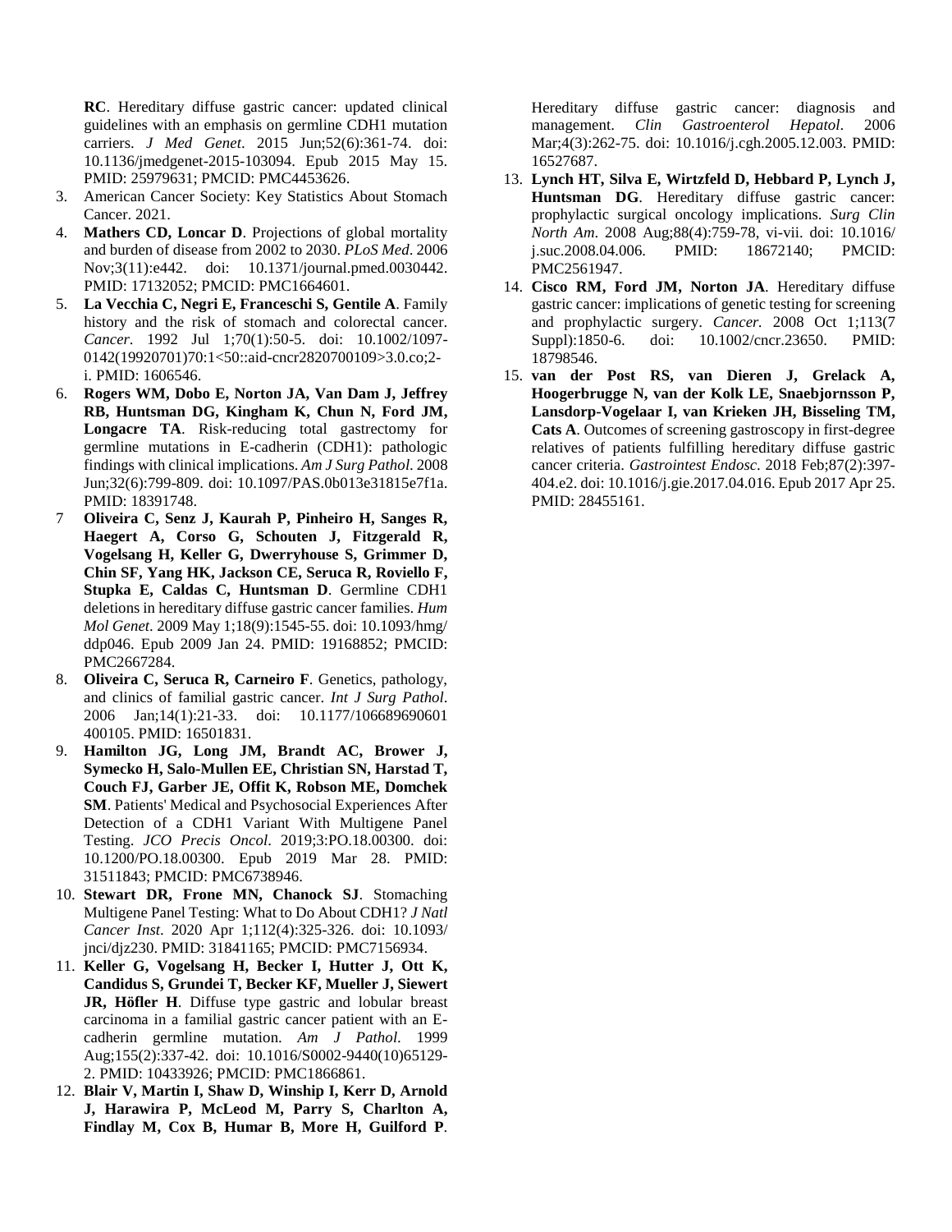**RC**. Hereditary diffuse gastric cancer: updated clinical guidelines with an emphasis on germline CDH1 mutation carriers. *J Med Genet*. 2015 Jun;52(6):361-74. doi: 10.1136/jmedgenet-2015-103094. Epub 2015 May 15. PMID: 25979631; PMCID: PMC4453626.

3. American Cancer Society: Key Statistics About Stomach Cancer. 2021.
4. **Mathers CD, Loncar D**. Projections of global mortality and burden of disease from 2002 to 2030. *PLoS Med*. 2006 Nov;3(11):e442. doi: 10.1371/journal.pmed.0030442. PMID: 17132052; PMCID: PMC1664601.
5. **La Vecchia C, Negri E, Franceschi S, Gentile A**. Family history and the risk of stomach and colorectal cancer. *Cancer*. 1992 Jul 1;70(1):50-5. doi: 10.1002/1097-0142(19920701)70:1<50::aid-cncr2820700109>3.0.co;2-i. PMID: 1606546.
6. **Rogers WM, Dobo E, Norton JA, Van Dam J, Jeffrey RB, Huntsman DG, Kingham K, Chun N, Ford JM, Longacre TA**. Risk-reducing total gastrectomy for germline mutations in E-cadherin (CDH1): pathologic findings with clinical implications. *Am J Surg Pathol*. 2008 Jun;32(6):799-809. doi: 10.1097/PAS.0b013e31815e7f1a. PMID: 18391748.
7. **Oliveira C, Senz J, Kaurah P, Pinheiro H, Sanges R, Haegert A, Corso G, Schouten J, Fitzgerald R, Vogelsang H, Keller G, Dwerryhouse S, Grimmer D, Chin SF, Yang HK, Jackson CE, Seruca R, Roviello F, Stupka E, Caldas C, Huntsman D**. Germline CDH1 deletions in hereditary diffuse gastric cancer families. *Hum Mol Genet*. 2009 May 1;18(9):1545-55. doi: 10.1093/hmg/ddp046. Epub 2009 Jan 24. PMID: 19168852; PMCID: PMC2667284.
8. **Oliveira C, Seruca R, Carneiro F**. Genetics, pathology, and clinics of familial gastric cancer. *Int J Surg Pathol*. 2006 Jan;14(1):21-33. doi: 10.1177/106689690601400105. PMID: 16501831.
9. **Hamilton JG, Long JM, Brandt AC, Brower J, Symecko H, Salo-Mullen EE, Christian SN, Harstad T, Couch FJ, Garber JE, Offit K, Robson ME, Domchek SM**. Patients' Medical and Psychosocial Experiences After Detection of a CDH1 Variant With Multigene Panel Testing. *JCO Precis Oncol*. 2019;3:PO.18.00300. doi: 10.1200/PO.18.00300. Epub 2019 Mar 28. PMID: 31511843; PMCID: PMC6738946.
10. **Stewart DR, Frone MN, Chanock SJ**. Stomaching Multigene Panel Testing: What to Do About CDH1? *J Natl Cancer Inst*. 2020 Apr 1;112(4):325-326. doi: 10.1093/jnci/djz230. PMID: 31841165; PMCID: PMC7156934.
11. **Keller G, Vogelsang H, Becker I, Hutter J, Ott K, Candidus S, Grundei T, Becker KF, Mueller J, Siewert JR, Höfler H**. Diffuse type gastric and lobular breast carcinoma in a familial gastric cancer patient with an E-cadherin germline mutation. *Am J Pathol*. 1999 Aug;155(2):337-42. doi: 10.1016/S0002-9440(10)65129-2. PMID: 10433926; PMCID: PMC1866861.
12. **Blair V, Martin I, Shaw D, Winship I, Kerr D, Arnold J, Harawira P, McLeod M, Parry S, Charlton A, Findlay M, Cox B, Humar B, More H, Guilford P**. Hereditary diffuse gastric cancer: diagnosis and management. *Clin Gastroenterol Hepatol*. 2006 Mar;4(3):262-75. doi: 10.1016/j.cgh.2005.12.003. PMID: 16527687.
13. **Lynch HT, Silva E, Wirtzfeld D, Hebbard P, Lynch J, Huntsman DG**. Hereditary diffuse gastric cancer: prophylactic surgical oncology implications. *Surg Clin North Am*. 2008 Aug;88(4):759-78, vi-vii. doi: 10.1016/j.suc.2008.04.006. PMID: 18672140; PMCID: PMC2561947.
14. **Cisco RM, Ford JM, Norton JA**. Hereditary diffuse gastric cancer: implications of genetic testing for screening and prophylactic surgery. *Cancer*. 2008 Oct 1;113(7 Suppl):1850-6. doi: 10.1002/cncr.23650. PMID: 18798546.
15. **van der Post RS, van Dieren J, Grelack A, Hoogerbrugge N, van der Kolk LE, Snaebjornsson P, Lansdorp-Vogelaar I, van Krieken JH, Bisseling TM, Cats A**. Outcomes of screening gastroscopy in first-degree relatives of patients fulfilling hereditary diffuse gastric cancer criteria. *Gastrointest Endosc*. 2018 Feb;87(2):397-404.e2. doi: 10.1016/j.gie.2017.04.016. Epub 2017 Apr 25. PMID: 28455161.